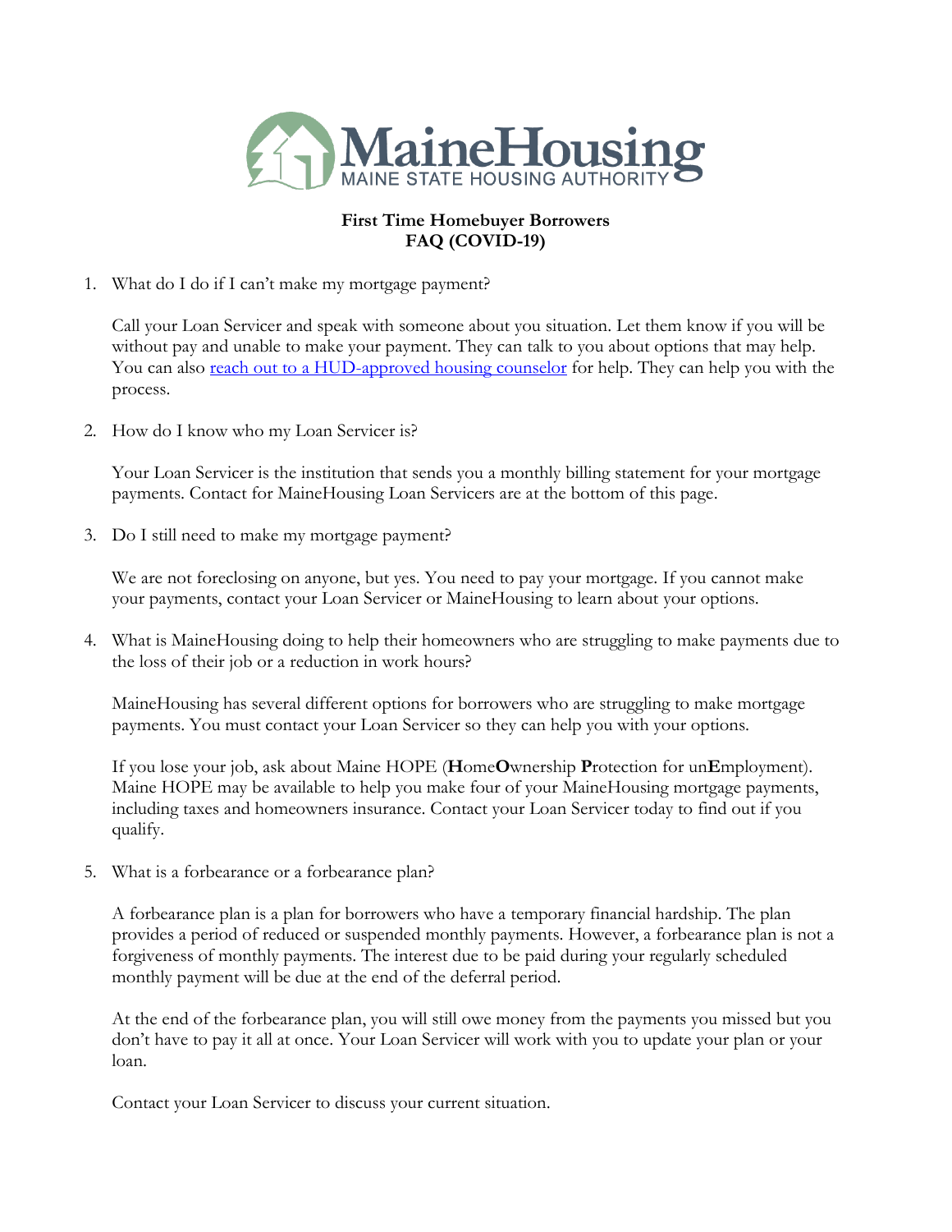MaineHousing
MAINE STATE HOUSING AUTHORITY

# First Time Homebuyer Borrowers FAQ (COVID-19)

1. What do I do if I can't make my mortgage payment?

   Call your Loan Servicer and speak with someone about you situation. Let them know if you will be without pay and unable to make your payment. They can talk to you about options that may help. You can also [reach out to a HUD-approved housing counselor]() for help. They can help you with the process.

2. How do I know who my Loan Servicer is?

   Your Loan Servicer is the institution that sends you a monthly billing statement for your mortgage payments. Contact for MaineHousing Loan Servicers are at the bottom of this page.

3. Do I still need to make my mortgage payment?

   We are not foreclosing on anyone, but yes. You need to pay your mortgage. If you cannot make your payments, contact your Loan Servicer or MaineHousing to learn about your options.

4. What is MaineHousing doing to help their homeowners who are struggling to make payments due to the loss of their job or a reduction in work hours?

   MaineHousing has several different options for borrowers who are struggling to make mortgage payments. You must contact your Loan Servicer so they can help you with your options.

   If you lose your job, ask about Maine HOPE (**H**ome**O**wnership **P**rotection for un**E**mployment). Maine HOPE may be available to help you make four of your MaineHousing mortgage payments, including taxes and homeowners insurance. Contact your Loan Servicer today to find out if you qualify.

5. What is a forbearance or a forbearance plan?

   A forbearance plan is a plan for borrowers who have a temporary financial hardship. The plan provides a period of reduced or suspended monthly payments. However, a forbearance plan is not a forgiveness of monthly payments. The interest due to be paid during your regularly scheduled monthly payment will be due at the end of the deferral period.

   At the end of the forbearance plan, you will still owe money from the payments you missed but you don't have to pay it all at once. Your Loan Servicer will work with you to update your plan or your loan.

   Contact your Loan Servicer to discuss your current situation.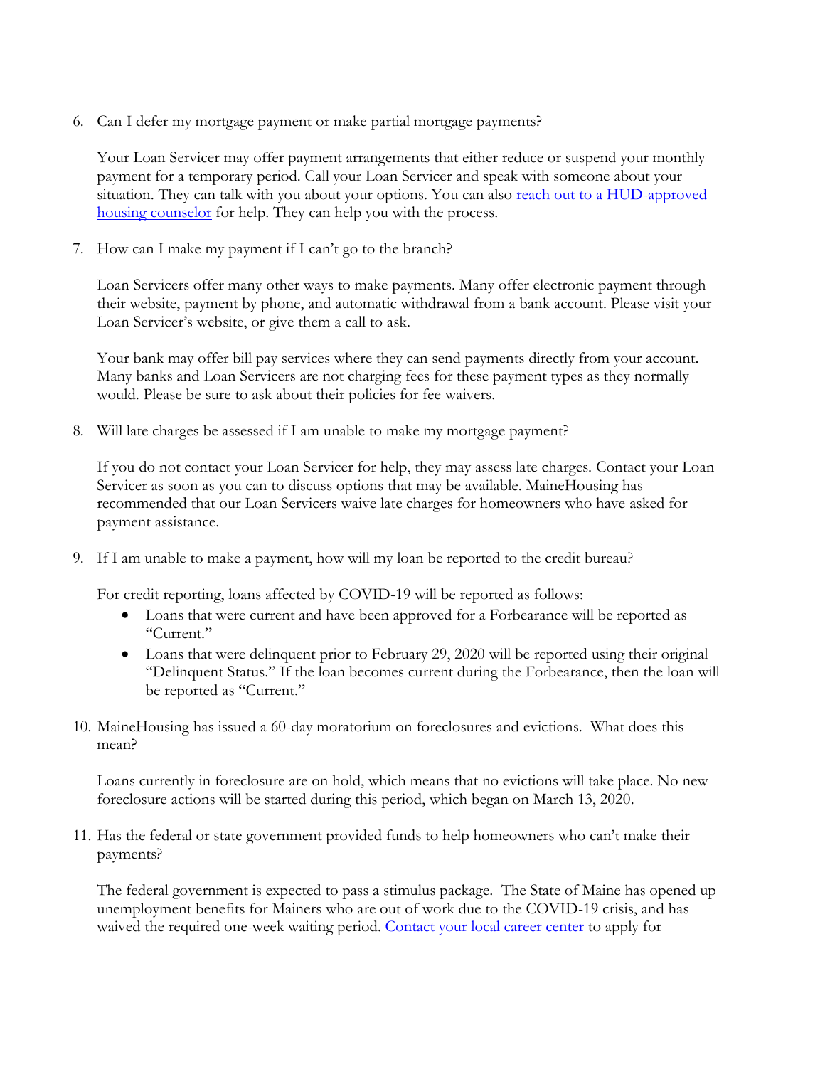6. Can I defer my mortgage payment or make partial mortgage payments?

   Your Loan Servicer may offer payment arrangements that either reduce or suspend your monthly payment for a temporary period. Call your Loan Servicer and speak with someone about your situation. They can talk with you about your options. You can also [reach out to a HUD-approved housing counselor]() for help. They can help you with the process.

7. How can I make my payment if I can't go to the branch?

   Loan Servicers offer many other ways to make payments. Many offer electronic payment through their website, payment by phone, and automatic withdrawal from a bank account. Please visit your Loan Servicer's website, or give them a call to ask.

   Your bank may offer bill pay services where they can send payments directly from your account. Many banks and Loan Servicers are not charging fees for these payment types as they normally would. Please be sure to ask about their policies for fee waivers.

8. Will late charges be assessed if I am unable to make my mortgage payment?

   If you do not contact your Loan Servicer for help, they may assess late charges. Contact your Loan Servicer as soon as you can to discuss options that may be available. MaineHousing has recommended that our Loan Servicers waive late charges for homeowners who have asked for payment assistance.

9. If I am unable to make a payment, how will my loan be reported to the credit bureau?

   For credit reporting, loans affected by COVID-19 will be reported as follows:

   - Loans that were current and have been approved for a Forbearance will be reported as "Current."
   - Loans that were delinquent prior to February 29, 2020 will be reported using their original "Delinquent Status." If the loan becomes current during the Forbearance, then the loan will be reported as "Current."

10. MaineHousing has issued a 60-day moratorium on foreclosures and evictions. What does this mean?

    Loans currently in foreclosure are on hold, which means that no evictions will take place. No new foreclosure actions will be started during this period, which began on March 13, 2020.

11. Has the federal or state government provided funds to help homeowners who can't make their payments?

    The federal government is expected to pass a stimulus package. The State of Maine has opened up unemployment benefits for Mainers who are out of work due to the COVID-19 crisis, and has waived the required one-week waiting period. [Contact your local career center]() to apply for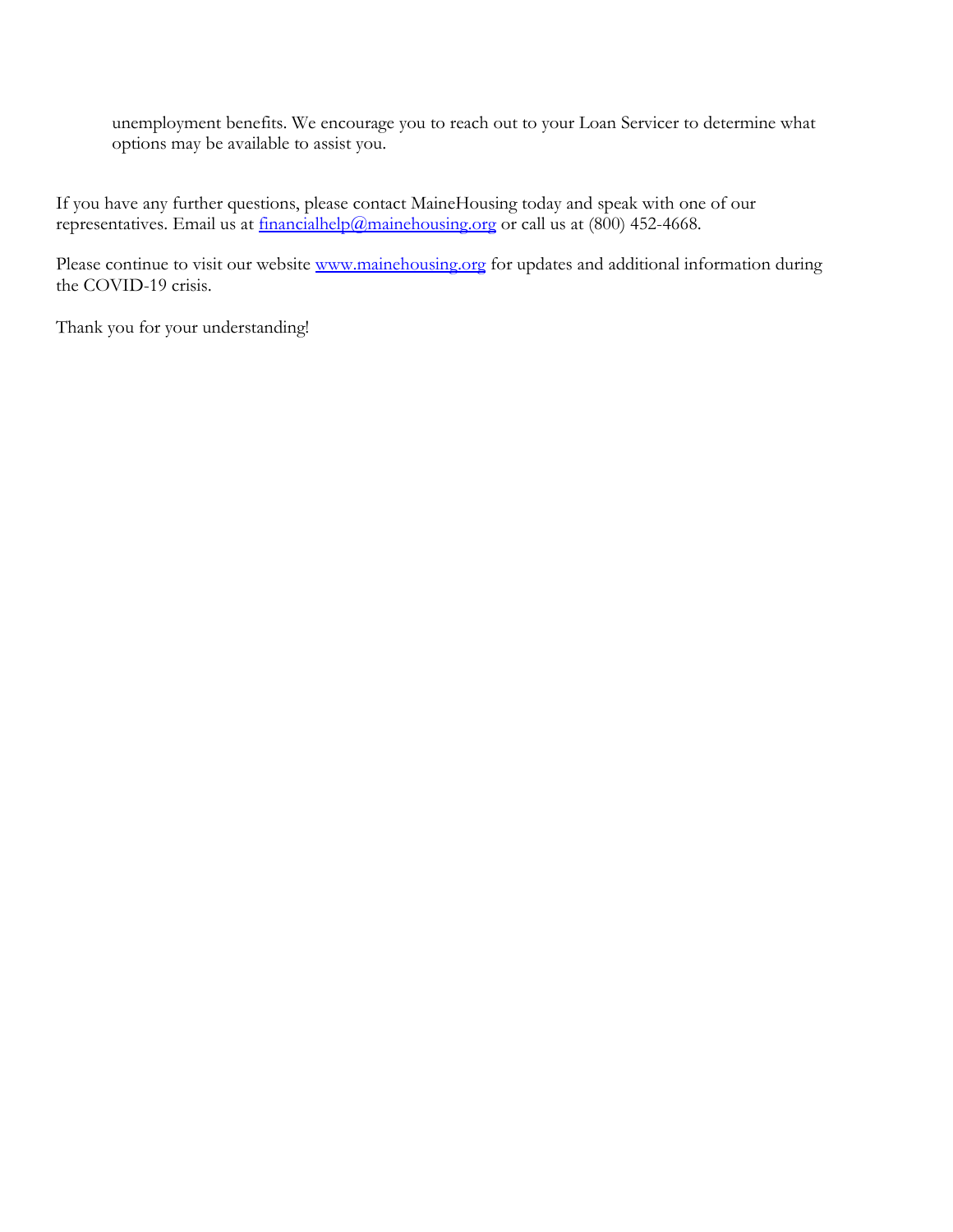unemployment benefits. We encourage you to reach out to your Loan Servicer to determine what options may be available to assist you.

If you have any further questions, please contact MaineHousing today and speak with one of our representatives. Email us at financialhelp@mainehousing.org or call us at (800) 452-4668.

Please continue to visit our website www.mainehousing.org for updates and additional information during the COVID-19 crisis.

Thank you for your understanding!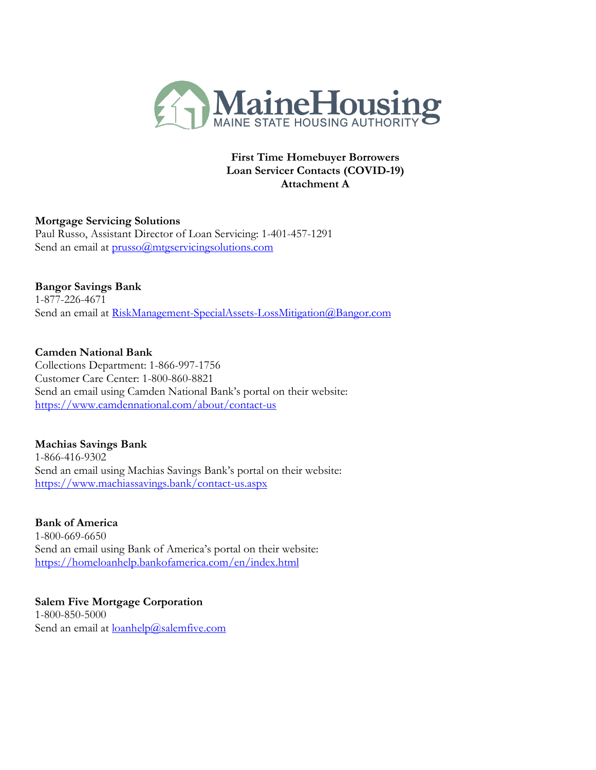MaineHousing
MAINE STATE HOUSING AUTHORITY

**First Time Homebuyer Borrowers**
**Loan Servicer Contacts (COVID-19)**
**Attachment A**

**Mortgage Servicing Solutions**
Paul Russo, Assistant Director of Loan Servicing: 1-401-457-1291
Send an email at prusso@mtgservicingsolutions.com

**Bangor Savings Bank**
1-877-226-4671
Send an email at RiskManagement-SpecialAssets-LossMitigation@Bangor.com

**Camden National Bank**
Collections Department: 1-866-997-1756
Customer Care Center: 1-800-860-8821
Send an email using Camden National Bank's portal on their website:
https://www.camdennational.com/about/contact-us

**Machias Savings Bank**
1-866-416-9302
Send an email using Machias Savings Bank's portal on their website:
https://www.machiassavings.bank/contact-us.aspx

**Bank of America**
1-800-669-6650
Send an email using Bank of America's portal on their website:
https://homeloanhelp.bankofamerica.com/en/index.html

**Salem Five Mortgage Corporation**
1-800-850-5000
Send an email at loanhelp@salemfive.com